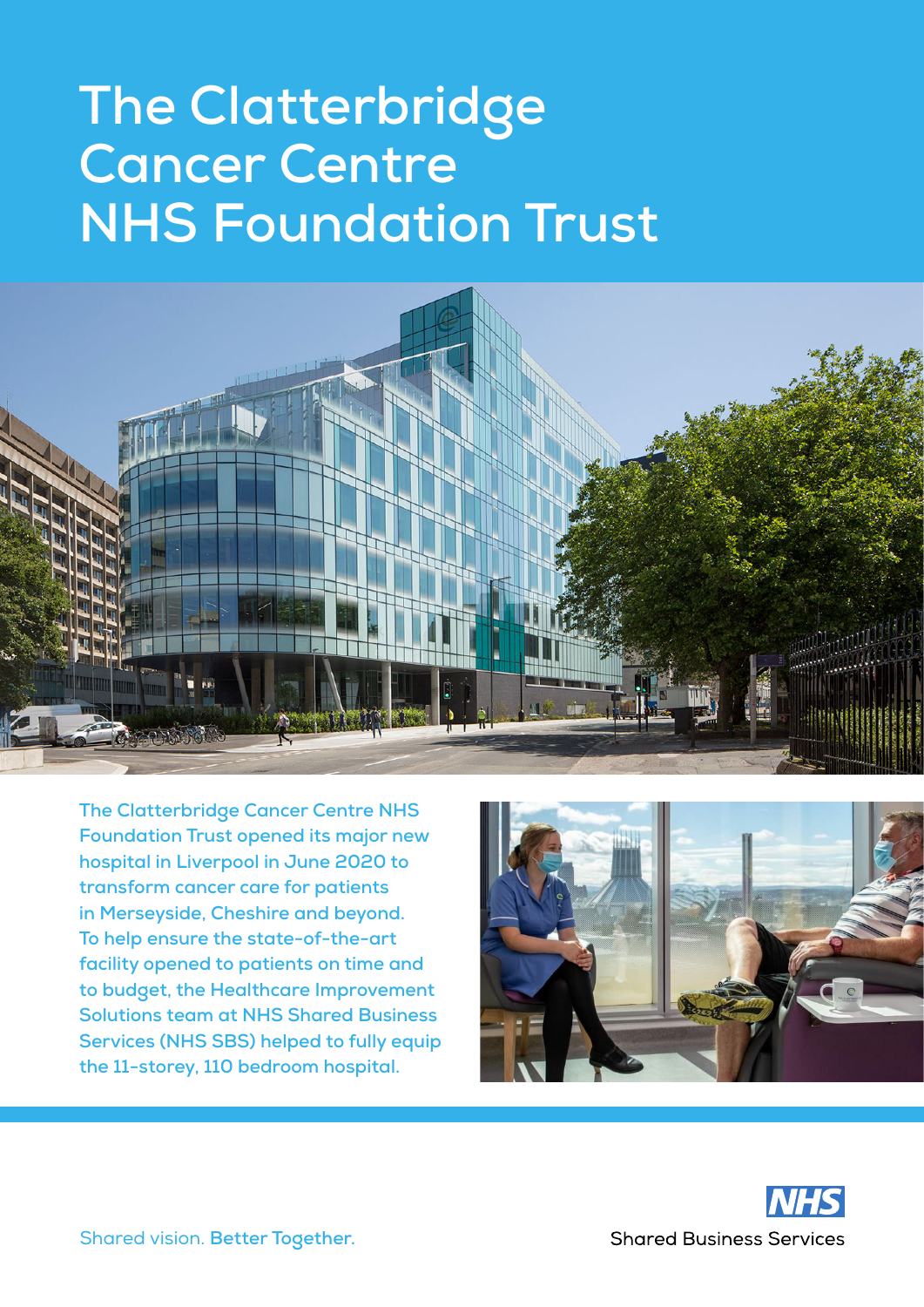# The Clatterbridge Cancer Centre NHS Foundation Trust

**The Clatterbridge Cancer Centre NHS Foundation Trust opened its major new hospital in Liverpool in June 2020 to transform cancer care for patients in Merseyside, Cheshire and beyond. To help ensure the state-of-the-art facility opened to patients on time and to budget, the Healthcare Improvement Solutions team at NHS Shared Business Services (NHS SBS) helped to fully equip the 11-storey, 110 bedroom hospital.**

Shared vision. **Better Together.**

NHS Shared Business Services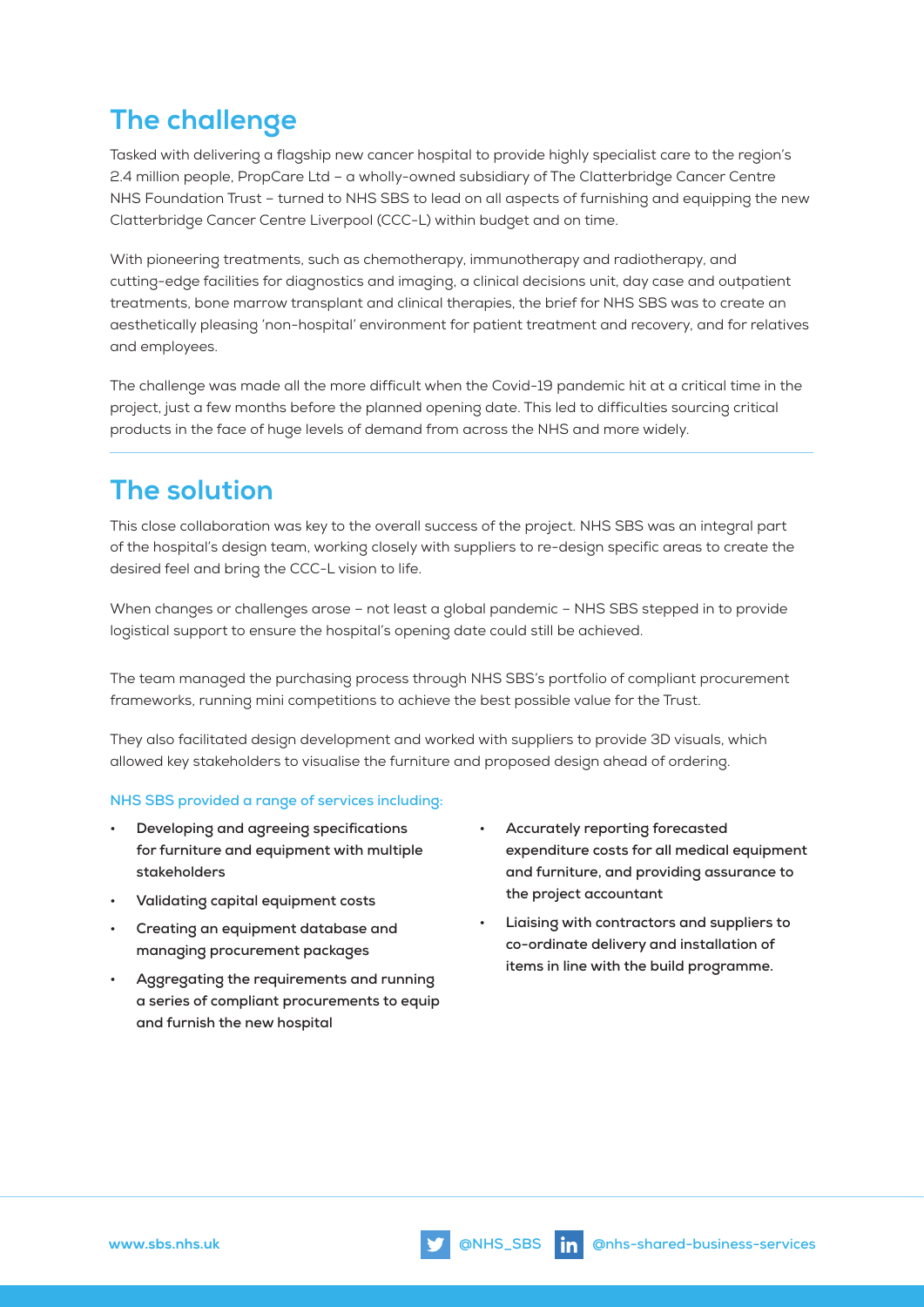## The challenge

Tasked with delivering a flagship new cancer hospital to provide highly specialist care to the region's 2.4 million people, PropCare Ltd – a wholly-owned subsidiary of The Clatterbridge Cancer Centre NHS Foundation Trust – turned to NHS SBS to lead on all aspects of furnishing and equipping the new Clatterbridge Cancer Centre Liverpool (CCC-L) within budget and on time.

With pioneering treatments, such as chemotherapy, immunotherapy and radiotherapy, and cutting-edge facilities for diagnostics and imaging, a clinical decisions unit, day case and outpatient treatments, bone marrow transplant and clinical therapies, the brief for NHS SBS was to create an aesthetically pleasing 'non-hospital' environment for patient treatment and recovery, and for relatives and employees.

The challenge was made all the more difficult when the Covid-19 pandemic hit at a critical time in the project, just a few months before the planned opening date. This led to difficulties sourcing critical products in the face of huge levels of demand from across the NHS and more widely.

## The solution

This close collaboration was key to the overall success of the project. NHS SBS was an integral part of the hospital's design team, working closely with suppliers to re-design specific areas to create the desired feel and bring the CCC-L vision to life.

When changes or challenges arose – not least a global pandemic – NHS SBS stepped in to provide logistical support to ensure the hospital's opening date could still be achieved.

The team managed the purchasing process through NHS SBS's portfolio of compliant procurement frameworks, running mini competitions to achieve the best possible value for the Trust.

They also facilitated design development and worked with suppliers to provide 3D visuals, which allowed key stakeholders to visualise the furniture and proposed design ahead of ordering.

NHS SBS provided a range of services including:

- **Developing and agreeing specifications for furniture and equipment with multiple stakeholders**
- **Validating capital equipment costs**
- **Creating an equipment database and managing procurement packages**
- **Aggregating the requirements and running a series of compliant procurements to equip and furnish the new hospital**
- **Accurately reporting forecasted expenditure costs for all medical equipment and furniture, and providing assurance to the project accountant**
- **Liaising with contractors and suppliers to co-ordinate delivery and installation of items in line with the build programme.**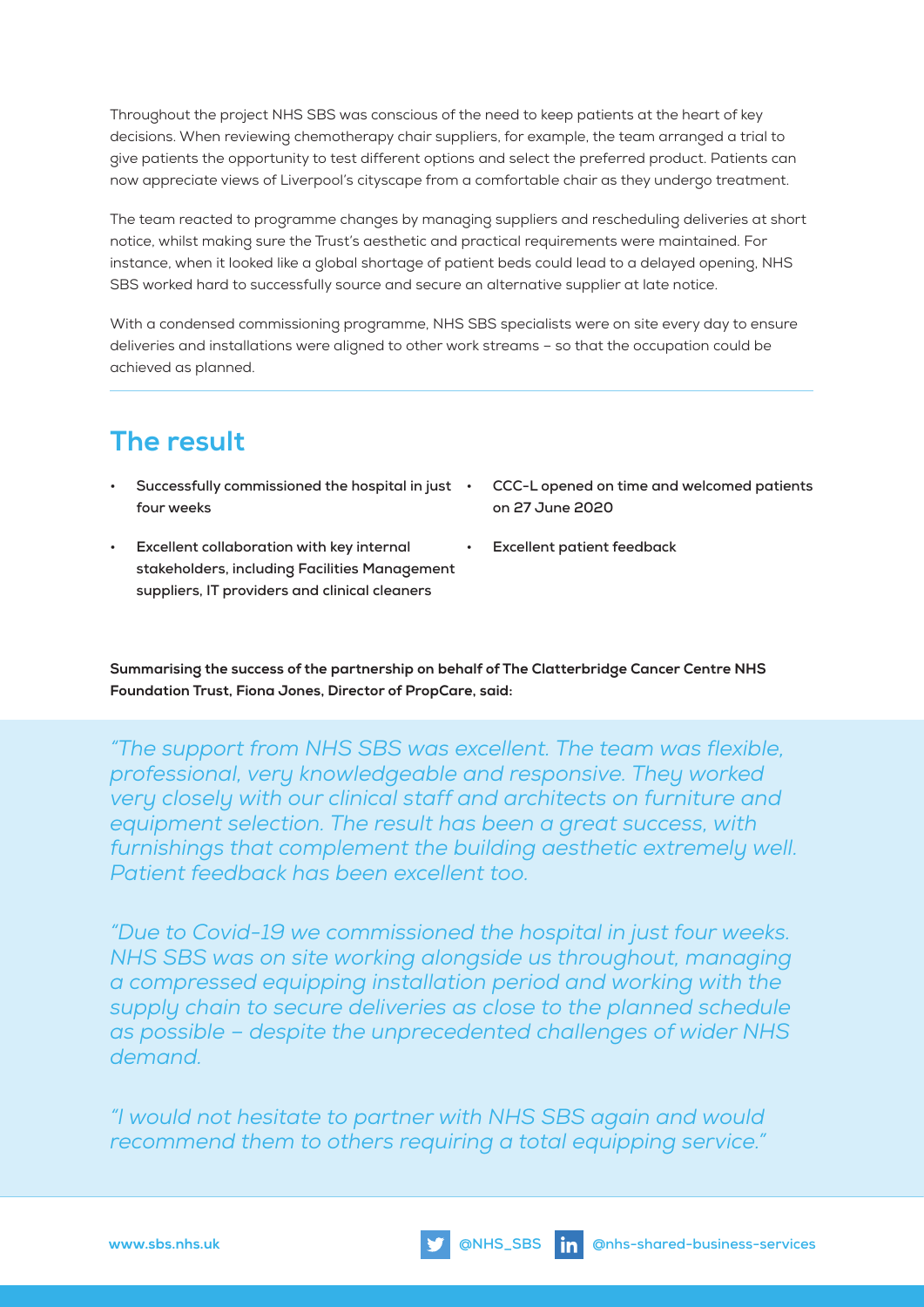Throughout the project NHS SBS was conscious of the need to keep patients at the heart of key decisions. When reviewing chemotherapy chair suppliers, for example, the team arranged a trial to give patients the opportunity to test different options and select the preferred product. Patients can now appreciate views of Liverpool's cityscape from a comfortable chair as they undergo treatment.

The team reacted to programme changes by managing suppliers and rescheduling deliveries at short notice, whilst making sure the Trust's aesthetic and practical requirements were maintained. For instance, when it looked like a global shortage of patient beds could lead to a delayed opening, NHS SBS worked hard to successfully source and secure an alternative supplier at late notice.

With a condensed commissioning programme, NHS SBS specialists were on site every day to ensure deliveries and installations were aligned to other work streams – so that the occupation could be achieved as planned.

## The result

- **Successfully commissioned the hospital in just four weeks**
- **Excellent collaboration with key internal stakeholders, including Facilities Management suppliers, IT providers and clinical cleaners**
- **CCC-L opened on time and welcomed patients on 27 June 2020**
- **Excellent patient feedback**

**Summarising the success of the partnership on behalf of The Clatterbridge Cancer Centre NHS Foundation Trust, Fiona Jones, Director of PropCare, said:**

*"The support from NHS SBS was excellent. The team was flexible, professional, very knowledgeable and responsive. They worked very closely with our clinical staff and architects on furniture and equipment selection. The result has been a great success, with furnishings that complement the building aesthetic extremely well. Patient feedback has been excellent too.*

*"Due to Covid-19 we commissioned the hospital in just four weeks. NHS SBS was on site working alongside us throughout, managing a compressed equipping installation period and working with the supply chain to secure deliveries as close to the planned schedule as possible – despite the unprecedented challenges of wider NHS demand.*

*"I would not hesitate to partner with NHS SBS again and would recommend them to others requiring a total equipping service."*

www.sbs.nhs.uk @NHS_SBS @nhs-shared-business-services